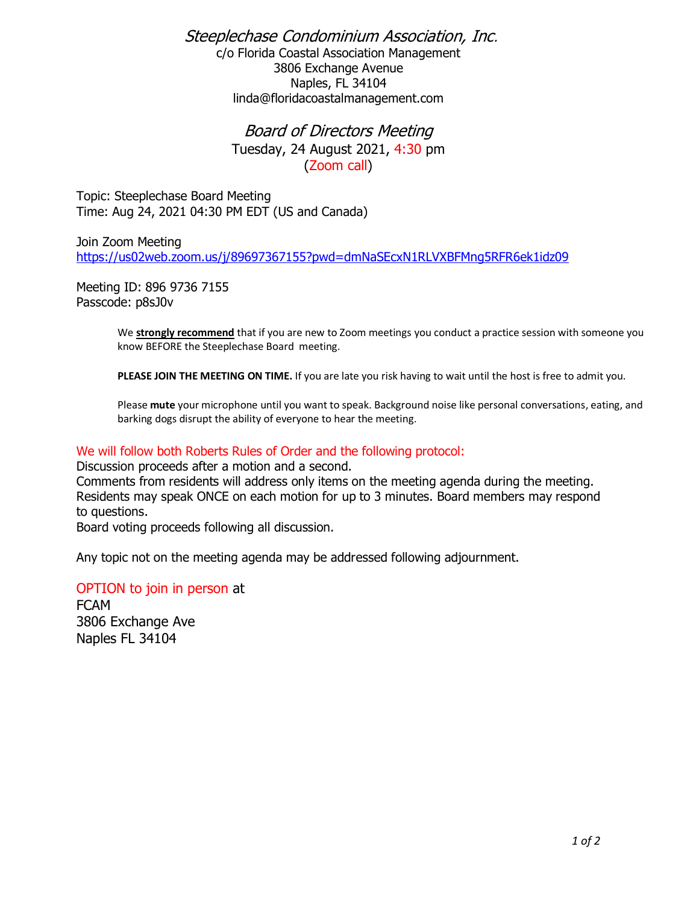# *Steeplechase Condominium Association, Inc.*

c/o Florida Coastal Association Management
3806 Exchange Avenue
Naples, FL 34104
linda@floridacoastalmanagement.com

## *Board of Directors Meeting*

Tuesday, 24 August 2021, 4:30 pm
(Zoom call)

Topic: Steeplechase Board Meeting
Time: Aug 24, 2021 04:30 PM EDT (US and Canada)

Join Zoom Meeting
https://us02web.zoom.us/j/89697367155?pwd=dmNaSEcxN1RLVXBFMng5RFR6ek1idz09

Meeting ID: 896 9736 7155
Passcode: p8sJ0v

> We **strongly recommend** that if you are new to Zoom meetings you conduct a practice session with someone you know BEFORE the Steeplechase Board meeting.
>
> **PLEASE JOIN THE MEETING ON TIME.** If you are late you risk having to wait until the host is free to admit you.
>
> Please **mute** your microphone until you want to speak. Background noise like personal conversations, eating, and barking dogs disrupt the ability of everyone to hear the meeting.

We will follow both Roberts Rules of Order and the following protocol:
Discussion proceeds after a motion and a second.
Comments from residents will address only items on the meeting agenda during the meeting.
Residents may speak ONCE on each motion for up to 3 minutes. Board members may respond to questions.
Board voting proceeds following all discussion.

Any topic not on the meeting agenda may be addressed following adjournment.

OPTION to join in person at
FCAM
3806 Exchange Ave
Naples FL 34104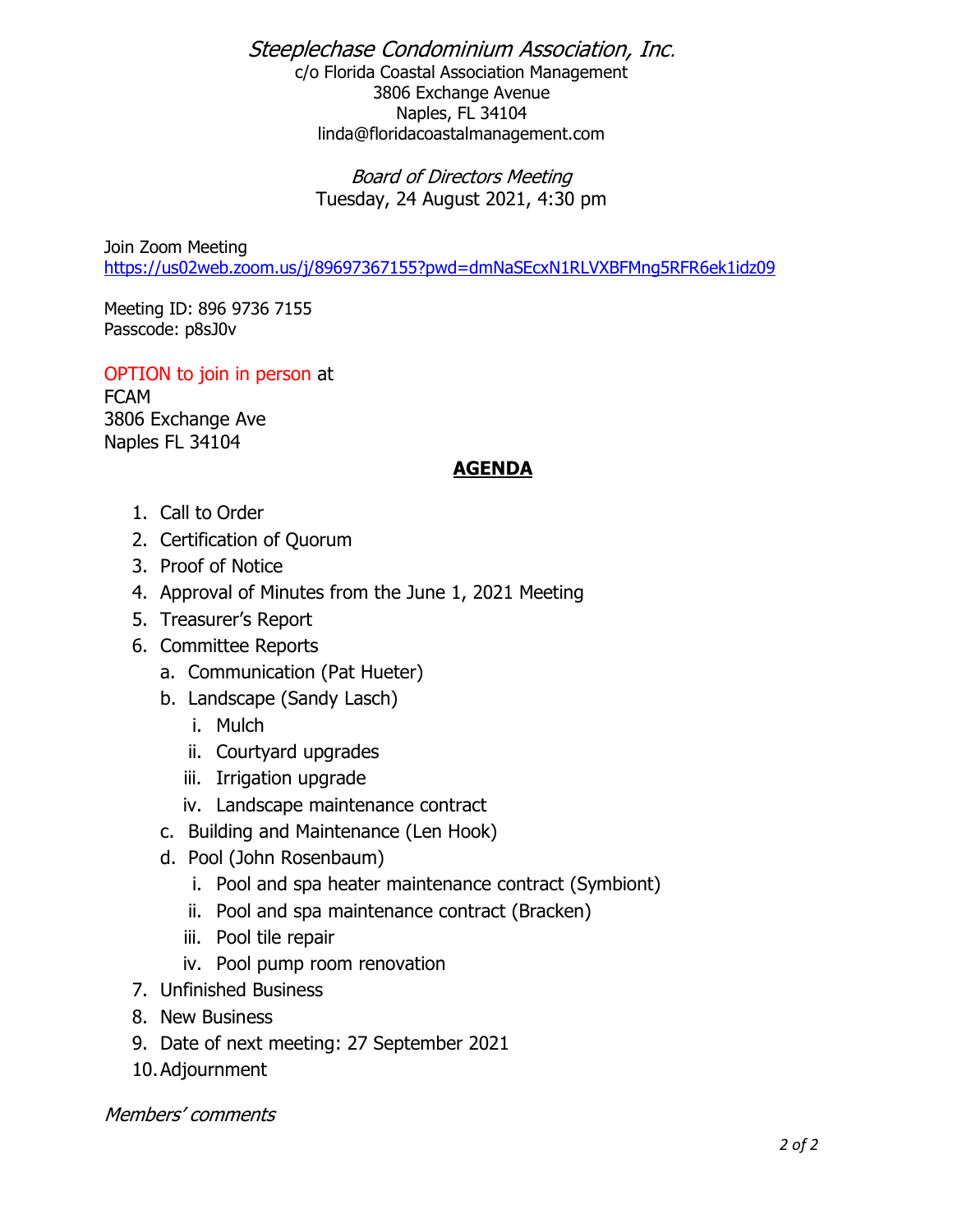*Steeplechase Condominium Association, Inc.*
c/o Florida Coastal Association Management
3806 Exchange Avenue
Naples, FL 34104
linda@floridacoastalmanagement.com

*Board of Directors Meeting*
Tuesday, 24 August 2021, 4:30 pm

Join Zoom Meeting
https://us02web.zoom.us/j/89697367155?pwd=dmNaSEcxN1RLVXBFMng5RFR6ek1idz09

Meeting ID: 896 9736 7155
Passcode: p8sJ0v

OPTION to join in person at
FCAM
3806 Exchange Ave
Naples FL 34104

## AGENDA

1. Call to Order
2. Certification of Quorum
3. Proof of Notice
4. Approval of Minutes from the June 1, 2021 Meeting
5. Treasurer's Report
6. Committee Reports
   a. Communication (Pat Hueter)
   b. Landscape (Sandy Lasch)
      i. Mulch
      ii. Courtyard upgrades
      iii. Irrigation upgrade
      iv. Landscape maintenance contract
   c. Building and Maintenance (Len Hook)
   d. Pool (John Rosenbaum)
      i. Pool and spa heater maintenance contract (Symbiont)
      ii. Pool and spa maintenance contract (Bracken)
      iii. Pool tile repair
      iv. Pool pump room renovation
7. Unfinished Business
8. New Business
9. Date of next meeting: 27 September 2021
10. Adjournment

*Members' comments*